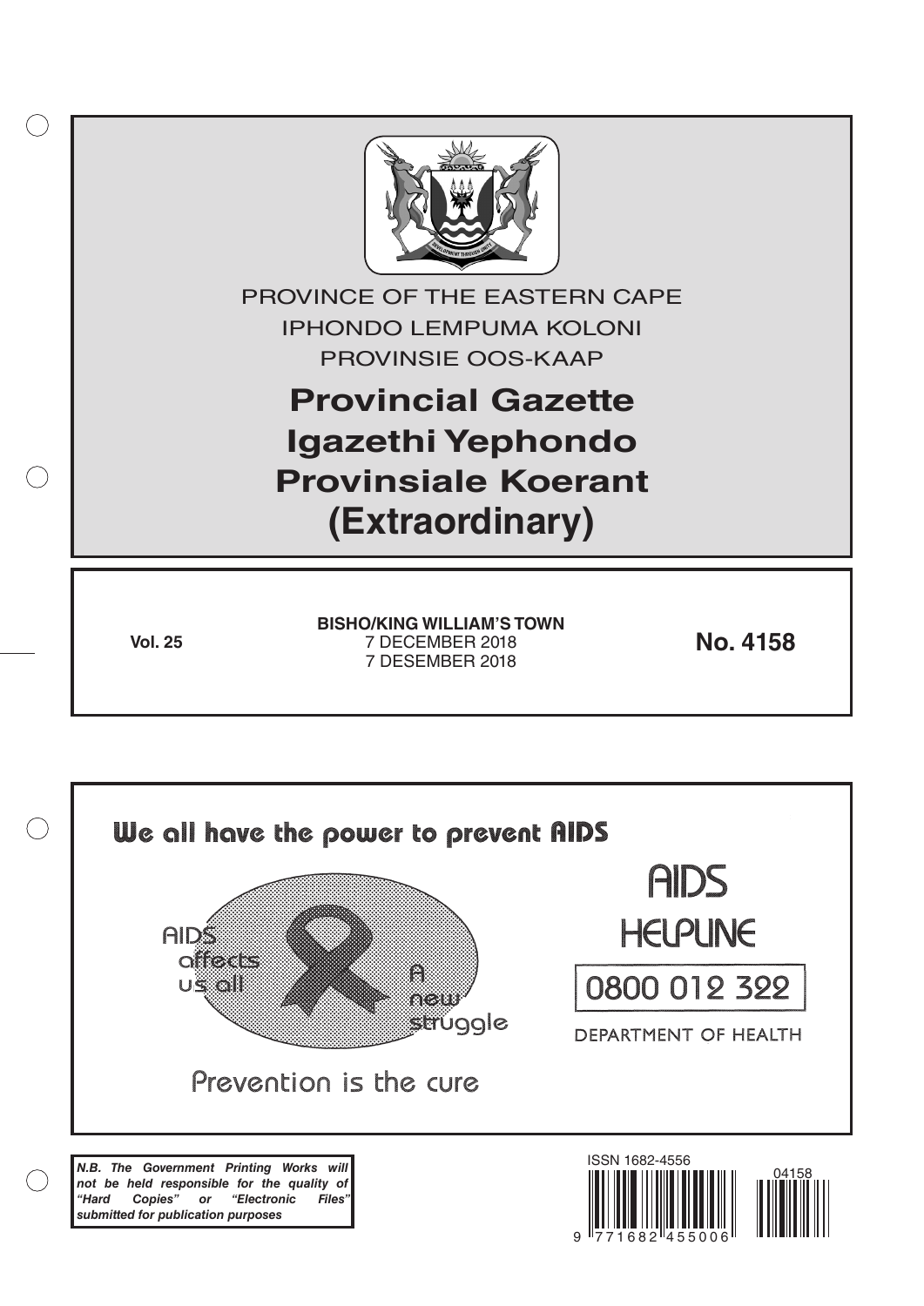PROVINCE OF THE EASTERN CAPE

IPHONDO LEMPUMA KOLONI

PROVINSIE OOS-KAAP

# Provincial Gazette
# Igazethi Yephondo
# Provinsiale Koerant
# (Extraordinary)

**Vol. 25**

**BISHO/KING WILLIAM'S TOWN**
7 DECEMBER 2018
7 DESEMBER 2018

**No. 4158**

We all have the power to prevent AIDS

AIDS affects us all

A new struggle

Prevention is the cure

AIDS HELPLINE

0800 012 322

DEPARTMENT OF HEALTH

***N.B. The Government Printing Works will not be held responsible for the quality of "Hard Copies" or "Electronic Files" submitted for publication purposes***

ISSN 1682-4556

9 771682 455006

04158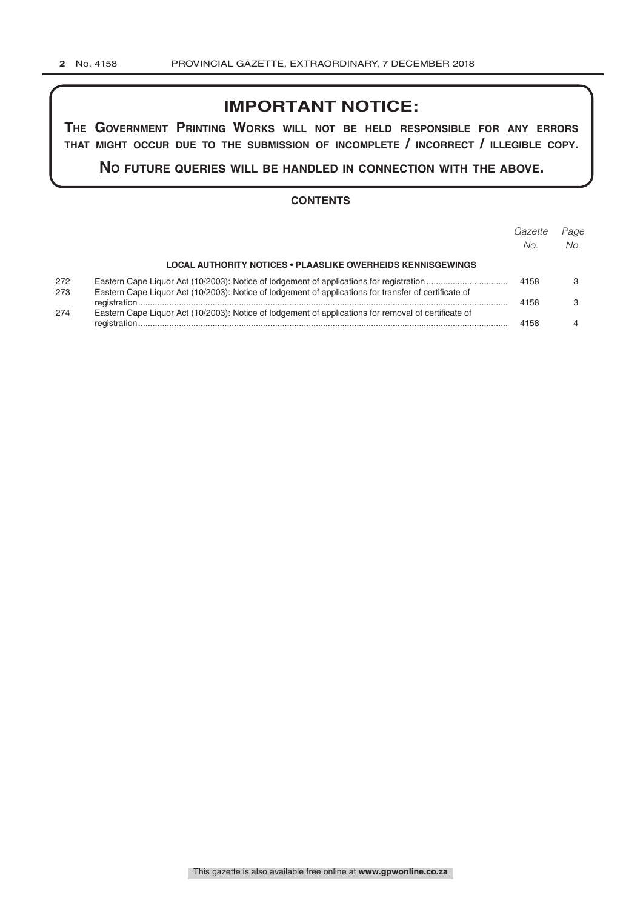# IMPORTANT NOTICE:

**THE GOVERNMENT PRINTING WORKS WILL NOT BE HELD RESPONSIBLE FOR ANY ERRORS THAT MIGHT OCCUR DUE TO THE SUBMISSION OF INCOMPLETE / INCORRECT / ILLEGIBLE COPY.**

**NO FUTURE QUERIES WILL BE HANDLED IN CONNECTION WITH THE ABOVE.**

## CONTENTS

| | | *Gazette No.* | *Page No.* |
|---|---|---|---|
| | **LOCAL AUTHORITY NOTICES • PLAASLIKE OWERHEIDS KENNISGEWINGS** | | |
| 272 | Eastern Cape Liquor Act (10/2003): Notice of lodgement of applications for registration | 4158 | 3 |
| 273 | Eastern Cape Liquor Act (10/2003): Notice of lodgement of applications for transfer of certificate of registration | 4158 | 3 |
| 274 | Eastern Cape Liquor Act (10/2003): Notice of lodgement of applications for removal of certificate of registration | 4158 | 4 |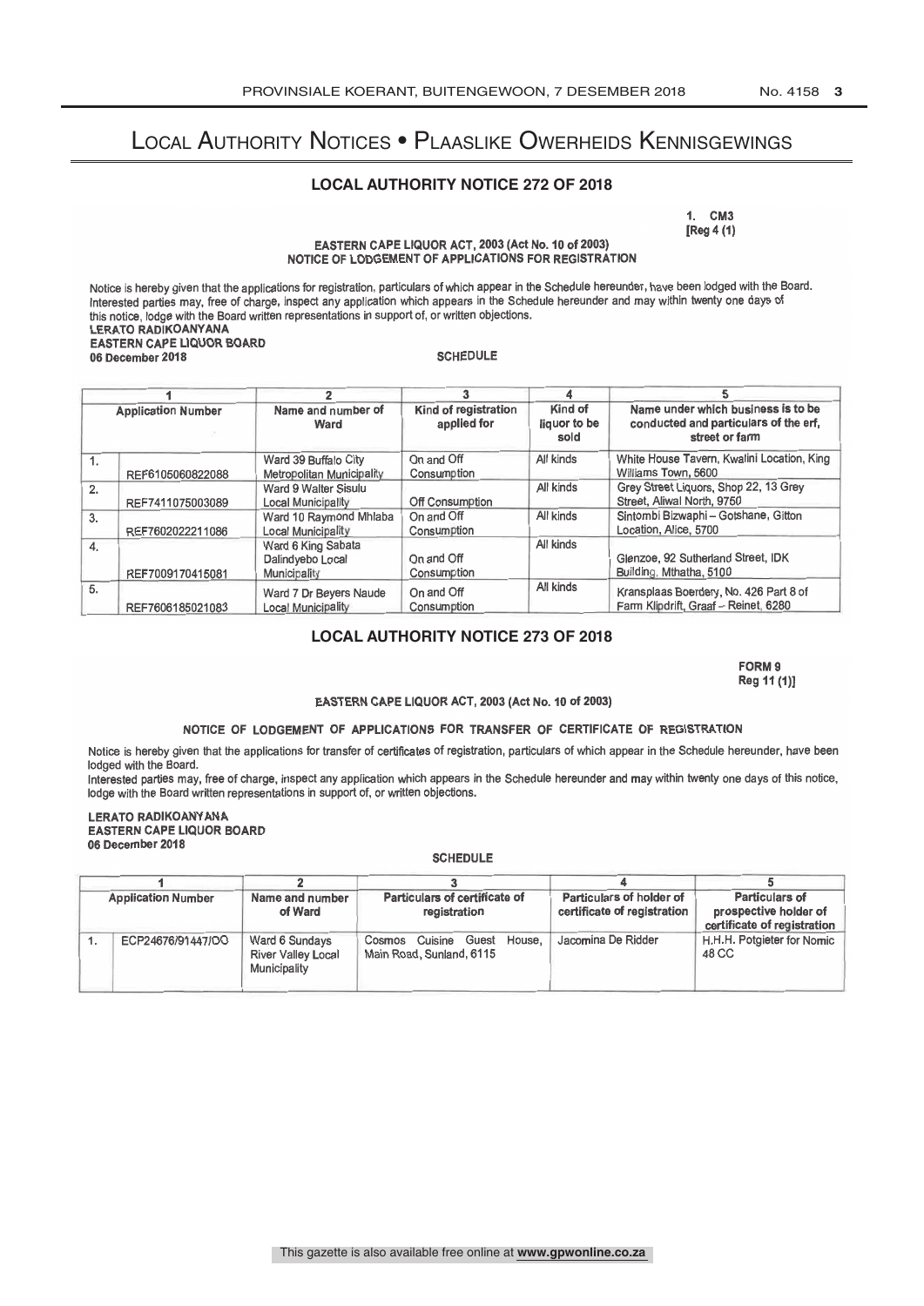# Local Authority Notices • Plaaslike Owerheids Kennisgewings

## LOCAL AUTHORITY NOTICE 272 OF 2018

1. CM3
[Reg 4 (1)

EASTERN CAPE LIQUOR ACT, 2003 (Act No. 10 of 2003)
NOTICE OF LODGEMENT OF APPLICATIONS FOR REGISTRATION

Notice is hereby given that the applications for registration, particulars of which appear in the Schedule hereunder, have been lodged with the Board. Interested parties may, free of charge, inspect any application which appears in the Schedule hereunder and may within twenty one days of this notice, lodge with the Board written representations in support of, or written objections.

**LERATO RADIKOANYANA**
**EASTERN CAPE LIQUOR BOARD**
**06 December 2018**

SCHEDULE

| 1 | | 2 | 3 | 4 | 5 |
|---|---|---|---|---|---|
| Application Number | | Name and number of Ward | Kind of registration applied for | Kind of liquor to be sold | Name under which business is to be conducted and particulars of the erf, street or farm |
| 1. | REF6105060822088 | Ward 39 Buffalo City Metropolitan Municipality | On and Off Consumption | All kinds | White House Tavern, Kwalini Location, King Williams Town, 5600 |
| 2. | REF7411075003089 | Ward 9 Walter Sisulu Local Municipality | Off Consumption | All kinds | Grey Street Liquors, Shop 22, 13 Grey Street, Aliwal North, 9750 |
| 3. | REF7602022211086 | Ward 10 Raymond Mhlaba Local Municipality | On and Off Consumption | All kinds | Sintombi Bizwaphi – Gotshane, Gitton Location, Alice, 5700 |
| 4. | REF7009170415081 | Ward 6 King Sabata Dalindyebo Local Municipality | On and Off Consumption | All kinds | Glenzoe, 92 Sutherland Street, IDK Building, Mthatha, 5100 |
| 5. | REF7606185021083 | Ward 7 Dr Beyers Naude Local Municipality | On and Off Consumption | All kinds | Kransplaas Boerdery, No. 426 Part 8 of Farm Klipdrift, Graaf – Reinet, 6280 |

## LOCAL AUTHORITY NOTICE 273 OF 2018

FORM 9
Reg 11 (1)]

EASTERN CAPE LIQUOR ACT, 2003 (Act No. 10 of 2003)

NOTICE OF LODGEMENT OF APPLICATIONS FOR TRANSFER OF CERTIFICATE OF REGISTRATION

Notice is hereby given that the applications for transfer of certificates of registration, particulars of which appear in the Schedule hereunder, have been lodged with the Board.

Interested parties may, free of charge, inspect any application which appears in the Schedule hereunder and may within twenty one days of this notice, lodge with the Board written representations in support of, or written objections.

**LERATO RADIKOANYANA**
**EASTERN CAPE LIQUOR BOARD**
**06 December 2018**

SCHEDULE

| 1 | | 2 | 3 | 4 | 5 |
|---|---|---|---|---|---|
| Application Number | | Name and number of Ward | Particulars of certificate of registration | Particulars of holder of certificate of registration | Particulars of prospective holder of certificate of registration |
| 1. | ECP24676/91447/OO | Ward 6 Sundays River Valley Local Municipality | Cosmos Cuisine Guest House, Main Road, Sunland, 6115 | Jacomina De Ridder | H.H.H. Potgieter for Nomic 48 CC |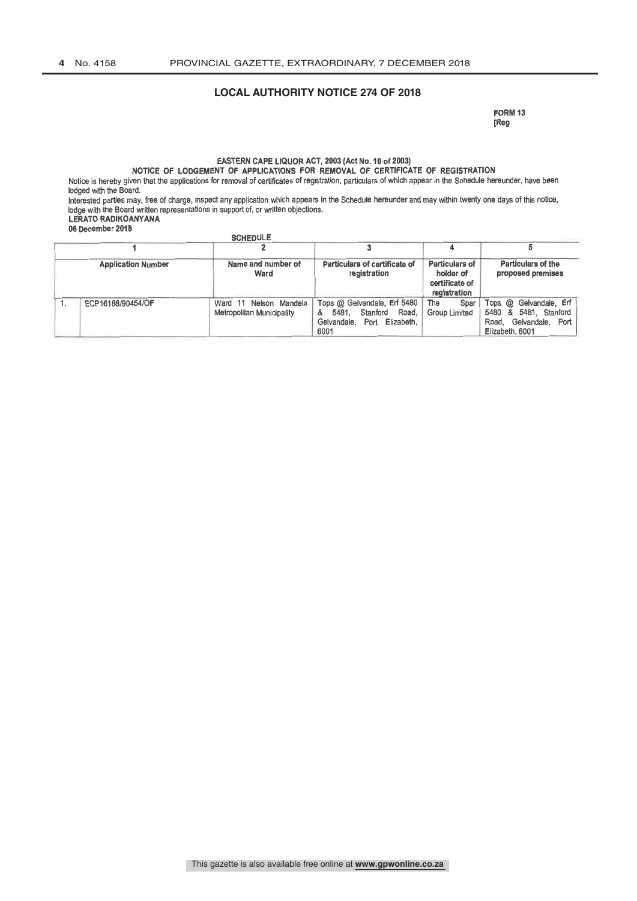## LOCAL AUTHORITY NOTICE 274 OF 2018

**FORM 13**
**[Reg**

**EASTERN CAPE LIQUOR ACT, 2003 (Act No. 10 of 2003)**

**NOTICE OF LODGEMENT OF APPLICATIONS FOR REMOVAL OF CERTIFICATE OF REGISTRATION**

Notice is hereby given that the applications for removal of certificates of registration, particulars of which appear in the Schedule hereunder, have been lodged with the Board.

Interested parties may, free of charge, inspect any application which appears in the Schedule hereunder and may within twenty one days of this notice, lodge with the Board written representations in support of, or written objections.

**LERATO RADIKOANYANA**

**06 December 2018**

**SCHEDULE**

| | 1 | 2 | 3 | 4 | 5 |
|---|---|---|---|---|---|
| | **Application Number** | **Name and number of Ward** | **Particulars of certificate of registration** | **Particulars of holder of certificate of registration** | **Particulars of the proposed premises** |
| 1. | ECP16188/90454/OF | Ward 11 Nelson Mandela Metropolitan Municipality | Tops @ Gelvandale, Erf 5480 & 5481, Stanford Road, Gelvandale, Port Elizabeth, 6001 | The Spar Group Limited | Tops @ Gelvandale, Erf 5480 & 5481, Stanford Road, Gelvandale, Port Elizabeth, 6001 |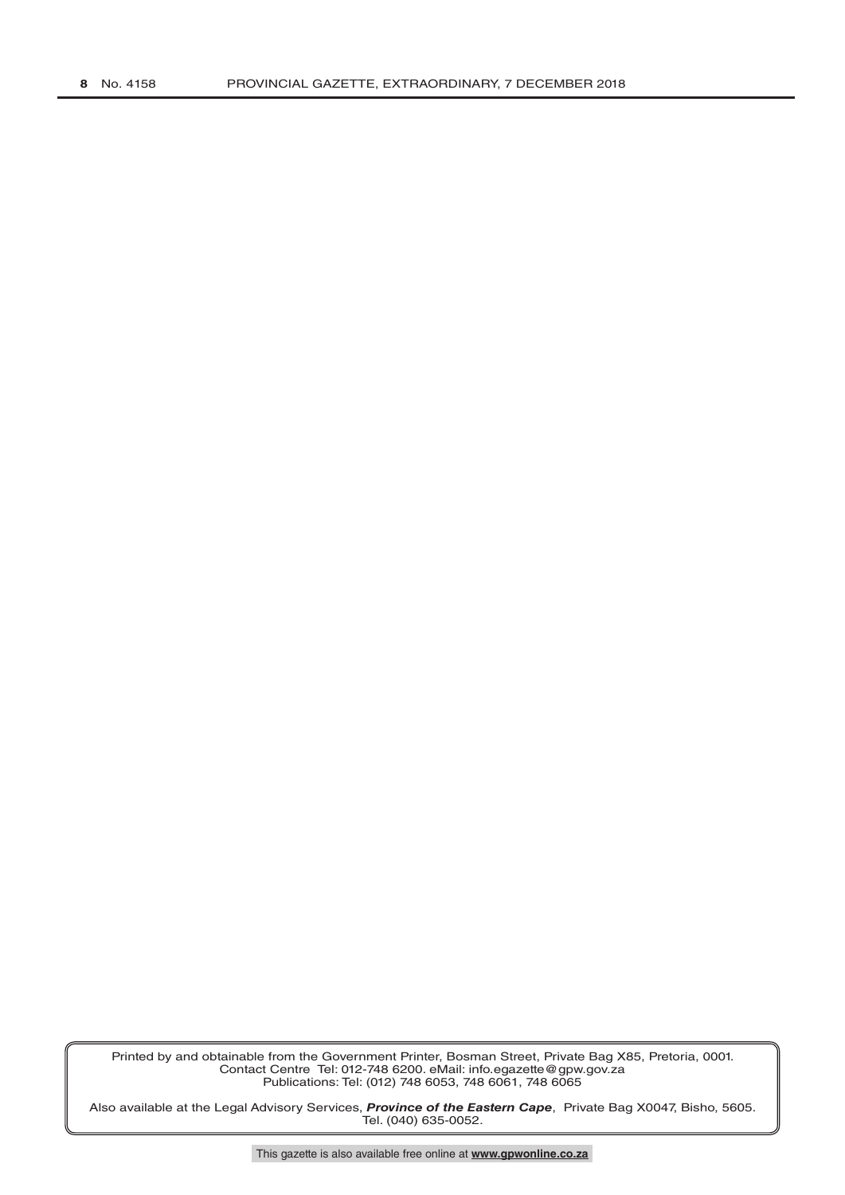Printed by and obtainable from the Government Printer, Bosman Street, Private Bag X85, Pretoria, 0001.
Contact Centre Tel: 012-748 6200. eMail: info.egazette@gpw.gov.za
Publications: Tel: (012) 748 6053, 748 6061, 748 6065

Also available at the Legal Advisory Services, ***Province of the Eastern Cape***, Private Bag X0047, Bisho, 5605.
Tel. (040) 635-0052.

This gazette is also available free online at **www.gpwonline.co.za**